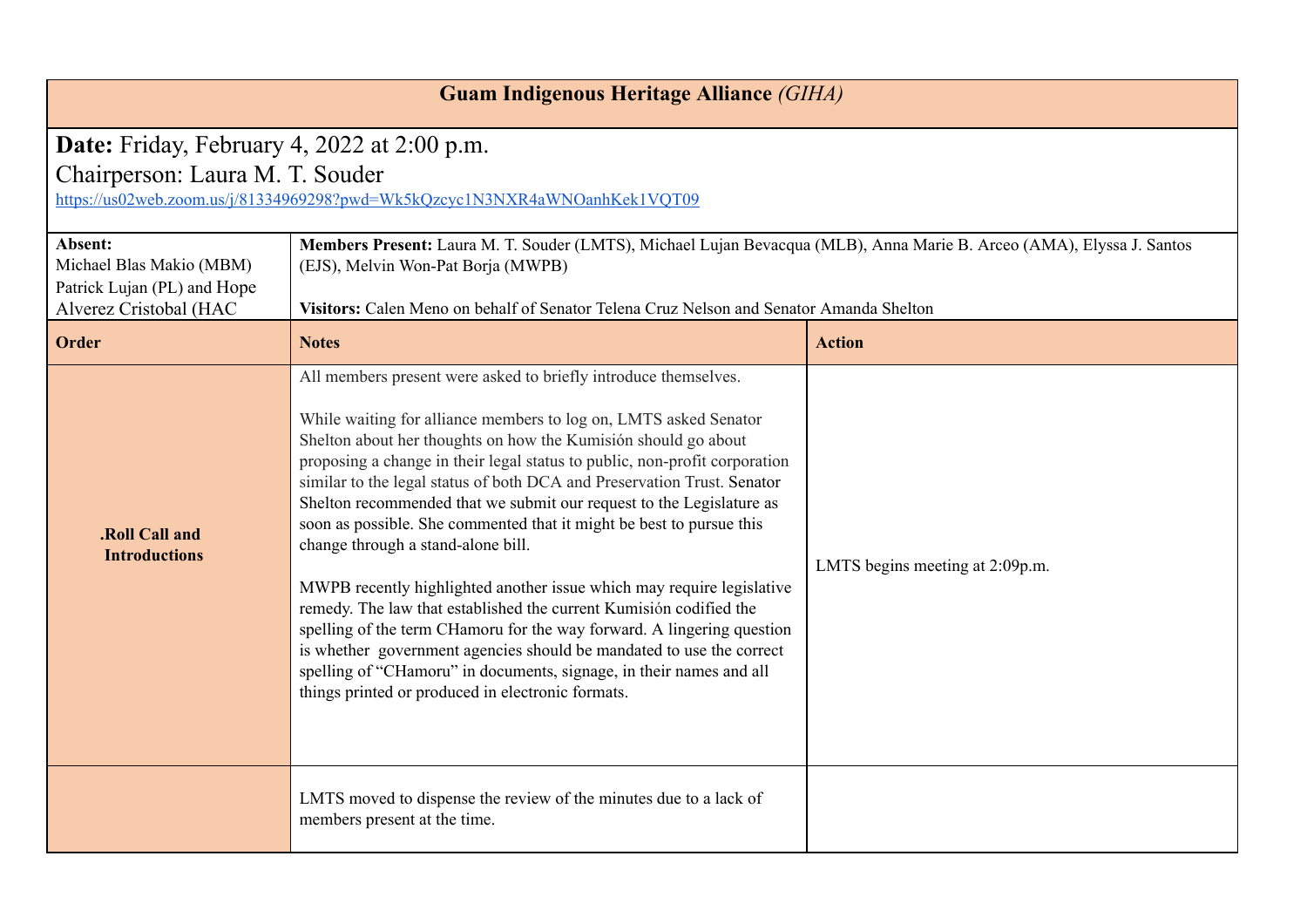| **Guam Indigenous Heritage Alliance** *(GIHA)* | | |
|---|---|---|
| **Date:** Friday, February 4, 2022 at 2:00 p.m.<br>Chairperson: Laura M. T. Souder<br>https://us02web.zoom.us/j/81334969298?pwd=Wk5kQzcyc1N3NXR4aWNOanhKek1VQT09 | | |
| **Absent:**<br>Michael Blas Makio (MBM)<br>Patrick Lujan (PL) and Hope Alverez Cristobal (HAC | **Members Present:** Laura M. T. Souder (LMTS), Michael Lujan Bevacqua (MLB), Anna Marie B. Arceo (AMA), Elyssa J. Santos (EJS), Melvin Won-Pat Borja (MWPB)<br><br>**Visitors:** Calen Meno on behalf of Senator Telena Cruz Nelson and Senator Amanda Shelton | |
| **Order** | **Notes** | **Action** |
| **.Roll Call and Introductions** | All members present were asked to briefly introduce themselves.<br><br>While waiting for alliance members to log on, LMTS asked Senator Shelton about her thoughts on how the Kumisión should go about proposing a change in their legal status to public, non-profit corporation similar to the legal status of both DCA and Preservation Trust. Senator Shelton recommended that we submit our request to the Legislature as soon as possible. She commented that it might be best to pursue this change through a stand-alone bill.<br><br>MWPB recently highlighted another issue which may require legislative remedy. The law that established the current Kumisión codified the spelling of the term CHamoru for the way forward. A lingering question is whether government agencies should be mandated to use the correct spelling of "CHamoru" in documents, signage, in their names and all things printed or produced in electronic formats. | LMTS begins meeting at 2:09p.m. |
| | LMTS moved to dispense the review of the minutes due to a lack of members present at the time. | |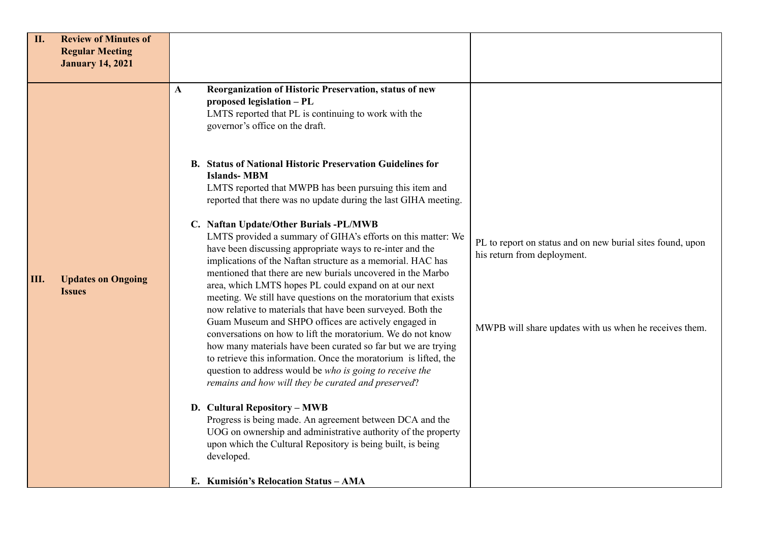| | | |
|---|---|---|
| **II. Review of Minutes of Regular Meeting January 14, 2021** | | |
| **III. Updates on Ongoing Issues** | **A Reorganization of Historic Preservation, status of new proposed legislation – PL**<br>LMTS reported that PL is continuing to work with the governor's office on the draft.<br><br>**B. Status of National Historic Preservation Guidelines for Islands- MBM**<br>LMTS reported that MWPB has been pursuing this item and reported that there was no update during the last GIHA meeting.<br><br>**C. Naftan Update/Other Burials -PL/MWB**<br>LMTS provided a summary of GIHA's efforts on this matter: We have been discussing appropriate ways to re-inter and the implications of the Naftan structure as a memorial. HAC has mentioned that there are new burials uncovered in the Marbo area, which LMTS hopes PL could expand on at our next meeting. We still have questions on the moratorium that exists now relative to materials that have been surveyed. Both the Guam Museum and SHPO offices are actively engaged in conversations on how to lift the moratorium. We do not know how many materials have been curated so far but we are trying to retrieve this information. Once the moratorium is lifted, the question to address would be *who is going to receive the remains and how will they be curated and preserved*?<br><br>**D. Cultural Repository – MWB**<br>Progress is being made. An agreement between DCA and the UOG on ownership and administrative authority of the property upon which the Cultural Repository is being built, is being developed.<br><br>**E. Kumisión's Relocation Status – AMA** | PL to report on status and on new burial sites found, upon his return from deployment.<br><br>MWPB will share updates with us when he receives them. |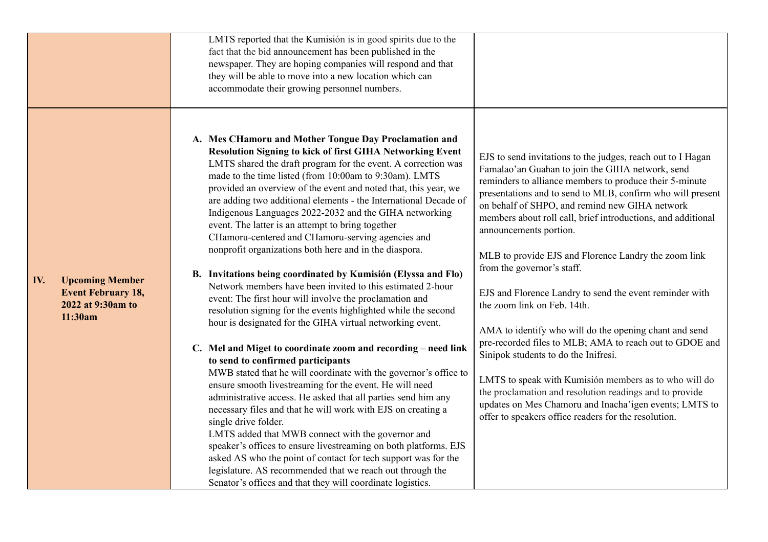| | | |
|---|---|---|
| | LMTS reported that the Kumisión is in good spirits due to the fact that the bid announcement has been published in the newspaper. They are hoping companies will respond and that they will be able to move into a new location which can accommodate their growing personnel numbers. | |
| **IV. Upcoming Member Event February 18, 2022 at 9:30am to 11:30am** | **A. Mes CHamoru and Mother Tongue Day Proclamation and Resolution Signing to kick of first GIHA Networking Event**<br>LMTS shared the draft program for the event. A correction was made to the time listed (from 10:00am to 9:30am). LMTS provided an overview of the event and noted that, this year, we are adding two additional elements - the International Decade of Indigenous Languages 2022-2032 and the GIHA networking event. The latter is an attempt to bring together CHamoru-centered and CHamoru-serving agencies and nonprofit organizations both here and in the diaspora.<br><br>**B. Invitations being coordinated by Kumisión (Elyssa and Flo)**<br>Network members have been invited to this estimated 2-hour event: The first hour will involve the proclamation and resolution signing for the events highlighted while the second hour is designated for the GIHA virtual networking event.<br><br>**C. Mel and Miget to coordinate zoom and recording – need link to send to confirmed participants**<br>MWB stated that he will coordinate with the governor's office to ensure smooth livestreaming for the event. He will need administrative access. He asked that all parties send him any necessary files and that he will work with EJS on creating a single drive folder.<br>LMTS added that MWB connect with the governor and speaker's offices to ensure livestreaming on both platforms. EJS asked AS who the point of contact for tech support was for the legislature. AS recommended that we reach out through the Senator's offices and that they will coordinate logistics. | EJS to send invitations to the judges, reach out to I Hagan Famalao'an Guahan to join the GIHA network, send reminders to alliance members to produce their 5-minute presentations and to send to MLB, confirm who will present on behalf of SHPO, and remind new GIHA network members about roll call, brief introductions, and additional announcements portion.<br><br>MLB to provide EJS and Florence Landry the zoom link from the governor's staff.<br><br>EJS and Florence Landry to send the event reminder with the zoom link on Feb. 14th.<br><br>AMA to identify who will do the opening chant and send pre-recorded files to MLB; AMA to reach out to GDOE and Sinipok students to do the Inifresi.<br><br>LMTS to speak with Kumisión members as to who will do the proclamation and resolution readings and to provide updates on Mes Chamoru and Inacha'igen events; LMTS to offer to speakers office readers for the resolution. |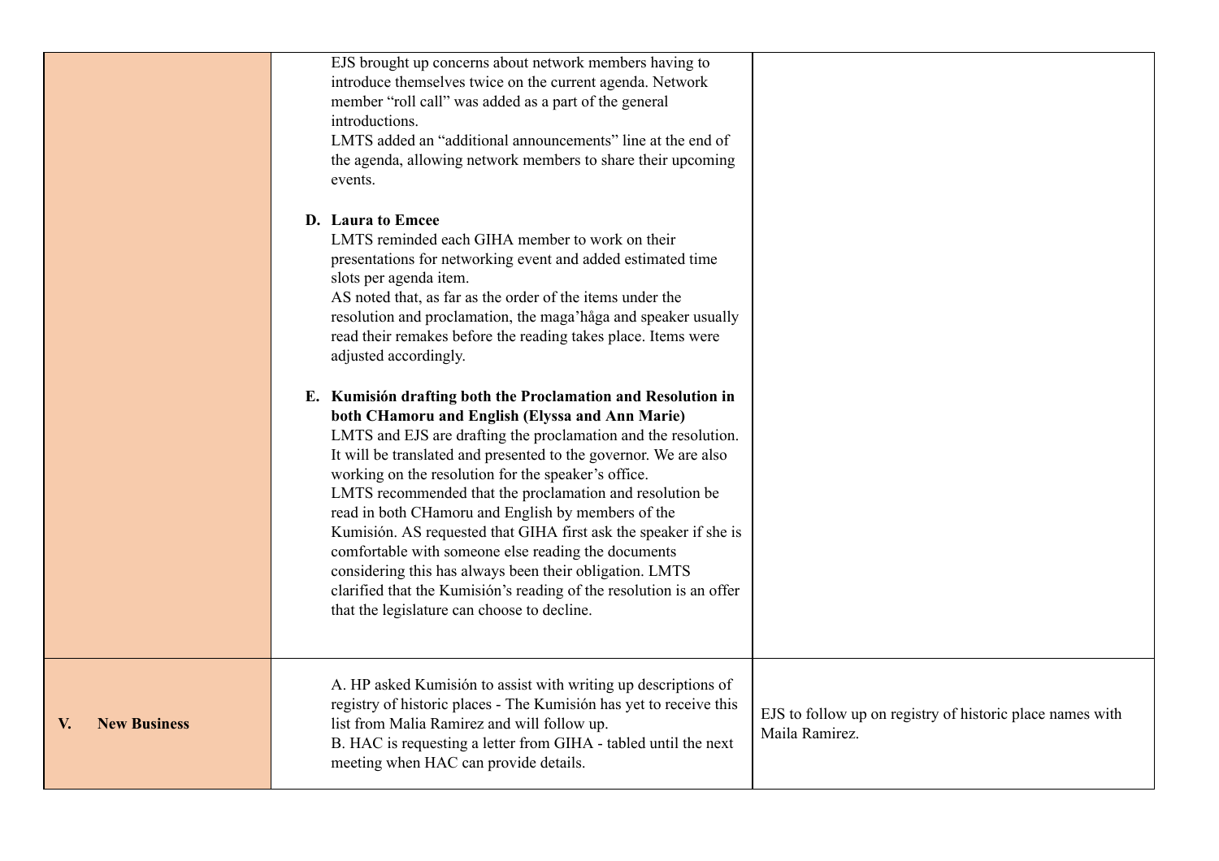| | | |
|---|---|---|
| | EJS brought up concerns about network members having to introduce themselves twice on the current agenda. Network member "roll call" was added as a part of the general introductions.<br>LMTS added an "additional announcements" line at the end of the agenda, allowing network members to share their upcoming events.<br><br>**D. Laura to Emcee**<br>LMTS reminded each GIHA member to work on their presentations for networking event and added estimated time slots per agenda item.<br>AS noted that, as far as the order of the items under the resolution and proclamation, the maga'håga and speaker usually read their remakes before the reading takes place. Items were adjusted accordingly.<br><br>**E. Kumisión drafting both the Proclamation and Resolution in both CHamoru and English (Elyssa and Ann Marie)**<br>LMTS and EJS are drafting the proclamation and the resolution. It will be translated and presented to the governor. We are also working on the resolution for the speaker's office.<br>LMTS recommended that the proclamation and resolution be read in both CHamoru and English by members of the Kumisión. AS requested that GIHA first ask the speaker if she is comfortable with someone else reading the documents considering this has always been their obligation. LMTS clarified that the Kumisión's reading of the resolution is an offer that the legislature can choose to decline. | |
| **V. New Business** | A. HP asked Kumisión to assist with writing up descriptions of registry of historic places - The Kumisión has yet to receive this list from Malia Ramirez and will follow up.<br>B. HAC is requesting a letter from GIHA - tabled until the next meeting when HAC can provide details. | EJS to follow up on registry of historic place names with Maila Ramirez. |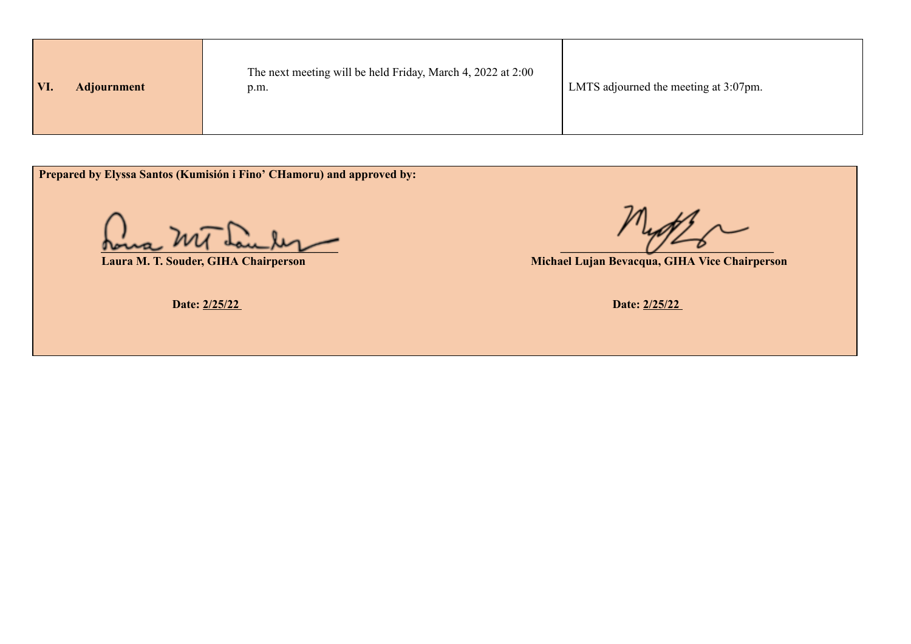| | | |
|---|---|---|
| **VI. Adjournment** | The next meeting will be held Friday, March 4, 2022 at 2:00 p.m. | LMTS adjourned the meeting at 3:07pm. |

**Prepared by Elyssa Santos (Kumisión i Fino' CHamoru) and approved by:**

**Laura M. T. Souder, GIHA Chairperson**

**Date: 2/25/22**

**Michael Lujan Bevacqua, GIHA Vice Chairperson**

**Date: 2/25/22**